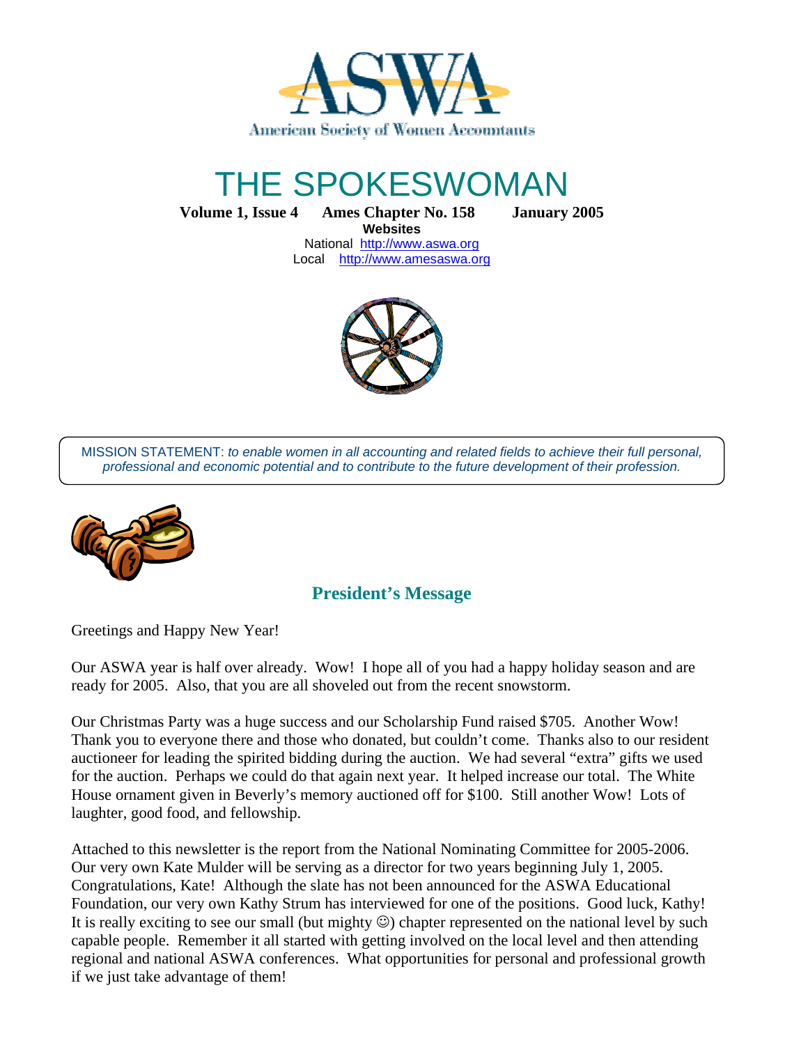# ASWA

American Society of Women Accountants

# THE SPOKESWOMAN

**Volume 1, Issue 4 Ames Chapter No. 158 January 2005**

**Websites**

National http://www.aswa.org
Local http://www.amesaswa.org

MISSION STATEMENT: *to enable women in all accounting and related fields to achieve their full personal, professional and economic potential and to contribute to the future development of their profession.*

## President's Message

Greetings and Happy New Year!

Our ASWA year is half over already. Wow! I hope all of you had a happy holiday season and are ready for 2005. Also, that you are all shoveled out from the recent snowstorm.

Our Christmas Party was a huge success and our Scholarship Fund raised $705. Another Wow! Thank you to everyone there and those who donated, but couldn't come. Thanks also to our resident auctioneer for leading the spirited bidding during the auction. We had several "extra" gifts we used for the auction. Perhaps we could do that again next year. It helped increase our total. The White House ornament given in Beverly's memory auctioned off for $100. Still another Wow! Lots of laughter, good food, and fellowship.

Attached to this newsletter is the report from the National Nominating Committee for 2005-2006. Our very own Kate Mulder will be serving as a director for two years beginning July 1, 2005. Congratulations, Kate! Although the slate has not been announced for the ASWA Educational Foundation, our very own Kathy Strum has interviewed for one of the positions. Good luck, Kathy! It is really exciting to see our small (but mighty ☺) chapter represented on the national level by such capable people. Remember it all started with getting involved on the local level and then attending regional and national ASWA conferences. What opportunities for personal and professional growth if we just take advantage of them!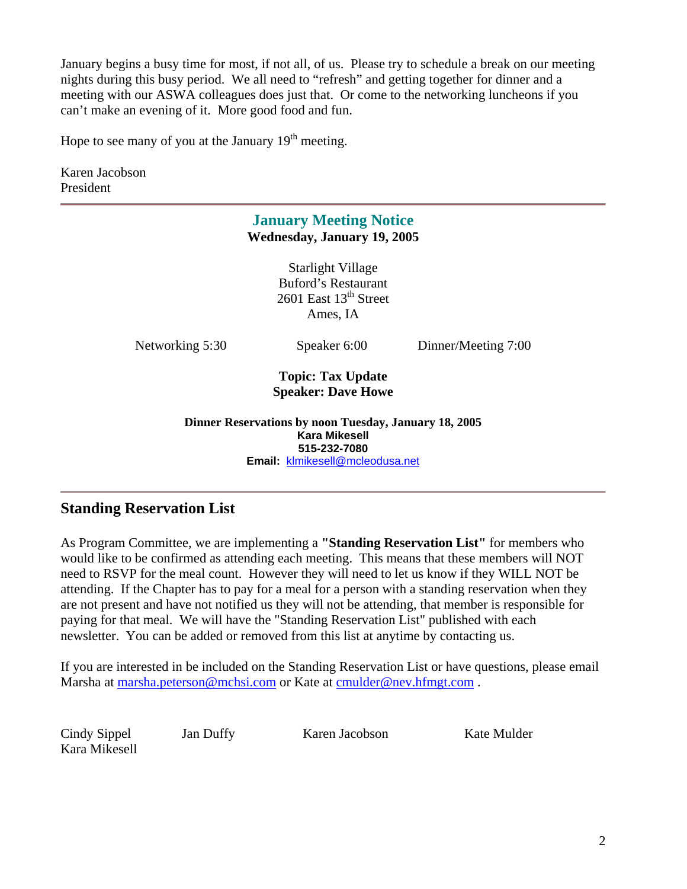January begins a busy time for most, if not all, of us. Please try to schedule a break on our meeting nights during this busy period. We all need to "refresh" and getting together for dinner and a meeting with our ASWA colleagues does just that. Or come to the networking luncheons if you can't make an evening of it. More good food and fun.

Hope to see many of you at the January 19th meeting.

Karen Jacobson
President

---

## January Meeting Notice

**Wednesday, January 19, 2005**

Starlight Village
Buford's Restaurant
2601 East 13th Street
Ames, IA

Networking 5:30 | Speaker 6:00 | Dinner/Meeting 7:00

**Topic: Tax Update**
**Speaker: Dave Howe**

**Dinner Reservations by noon Tuesday, January 18, 2005**
**Kara Mikesell**
**515-232-7080**
**Email:** klmikesell@mcleodusa.net

---

## Standing Reservation List

As Program Committee, we are implementing a **"Standing Reservation List"** for members who would like to be confirmed as attending each meeting. This means that these members will NOT need to RSVP for the meal count. However they will need to let us know if they WILL NOT be attending. If the Chapter has to pay for a meal for a person with a standing reservation when they are not present and have not notified us they will not be attending, that member is responsible for paying for that meal. We will have the "Standing Reservation List" published with each newsletter. You can be added or removed from this list at anytime by contacting us.

If you are interested in be included on the Standing Reservation List or have questions, please email Marsha at marsha.peterson@mchsi.com or Kate at cmulder@nev.hfmgt.com .

Cindy Sippel
Jan Duffy
Karen Jacobson
Kate Mulder
Kara Mikesell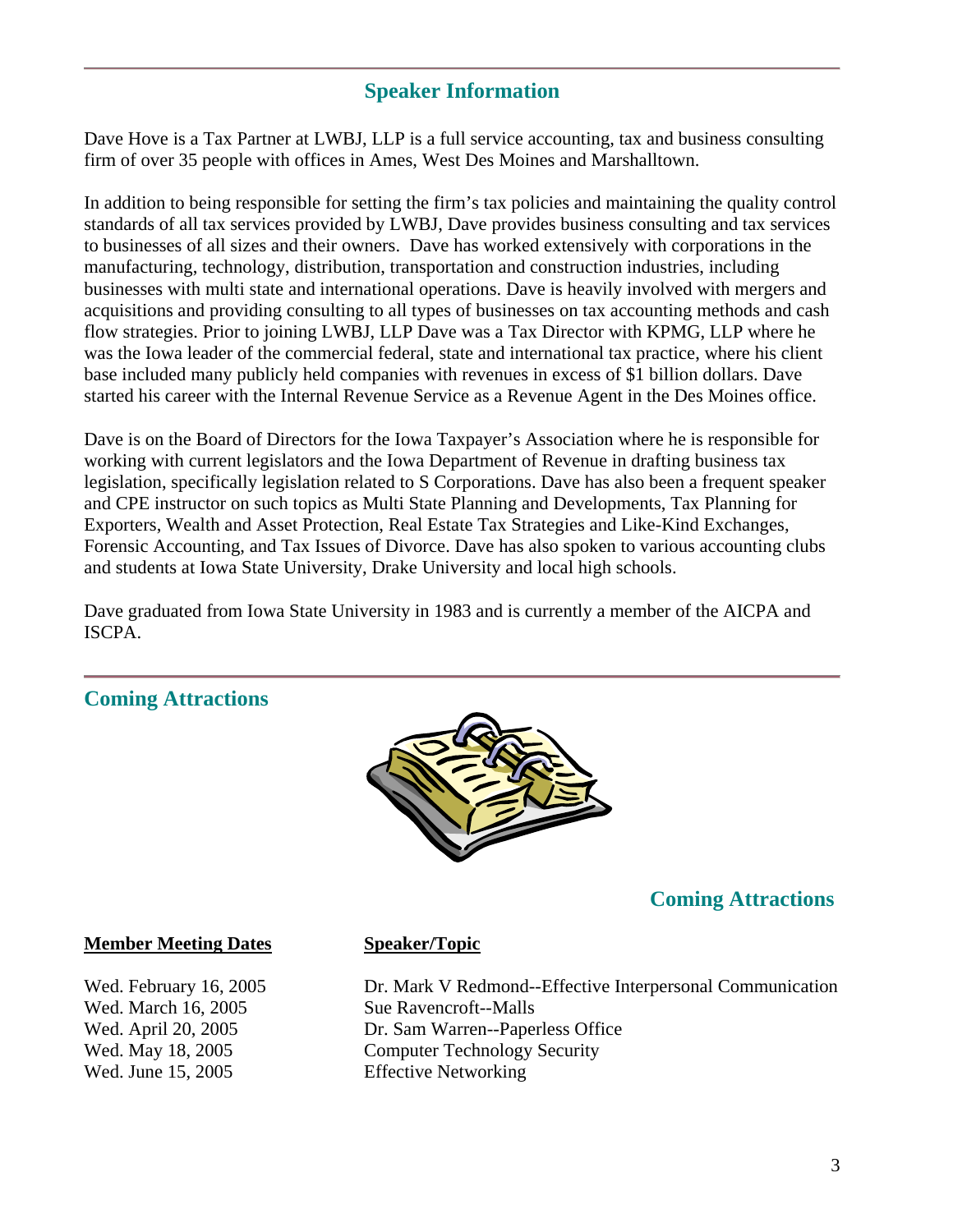## Speaker Information

Dave Hove is a Tax Partner at LWBJ, LLP is a full service accounting, tax and business consulting firm of over 35 people with offices in Ames, West Des Moines and Marshalltown.

In addition to being responsible for setting the firm's tax policies and maintaining the quality control standards of all tax services provided by LWBJ, Dave provides business consulting and tax services to businesses of all sizes and their owners. Dave has worked extensively with corporations in the manufacturing, technology, distribution, transportation and construction industries, including businesses with multi state and international operations. Dave is heavily involved with mergers and acquisitions and providing consulting to all types of businesses on tax accounting methods and cash flow strategies. Prior to joining LWBJ, LLP Dave was a Tax Director with KPMG, LLP where he was the Iowa leader of the commercial federal, state and international tax practice, where his client base included many publicly held companies with revenues in excess of $1 billion dollars. Dave started his career with the Internal Revenue Service as a Revenue Agent in the Des Moines office.

Dave is on the Board of Directors for the Iowa Taxpayer's Association where he is responsible for working with current legislators and the Iowa Department of Revenue in drafting business tax legislation, specifically legislation related to S Corporations. Dave has also been a frequent speaker and CPE instructor on such topics as Multi State Planning and Developments, Tax Planning for Exporters, Wealth and Asset Protection, Real Estate Tax Strategies and Like-Kind Exchanges, Forensic Accounting, and Tax Issues of Divorce. Dave has also spoken to various accounting clubs and students at Iowa State University, Drake University and local high schools.

Dave graduated from Iowa State University in 1983 and is currently a member of the AICPA and ISCPA.

## Coming Attractions

## Coming Attractions

| **Member Meeting Dates** | **Speaker/Topic** |
| --- | --- |
| Wed. February 16, 2005 | Dr. Mark V Redmond--Effective Interpersonal Communication |
| Wed. March 16, 2005 | Sue Ravencroft--Malls |
| Wed. April 20, 2005 | Dr. Sam Warren--Paperless Office |
| Wed. May 18, 2005 | Computer Technology Security |
| Wed. June 15, 2005 | Effective Networking |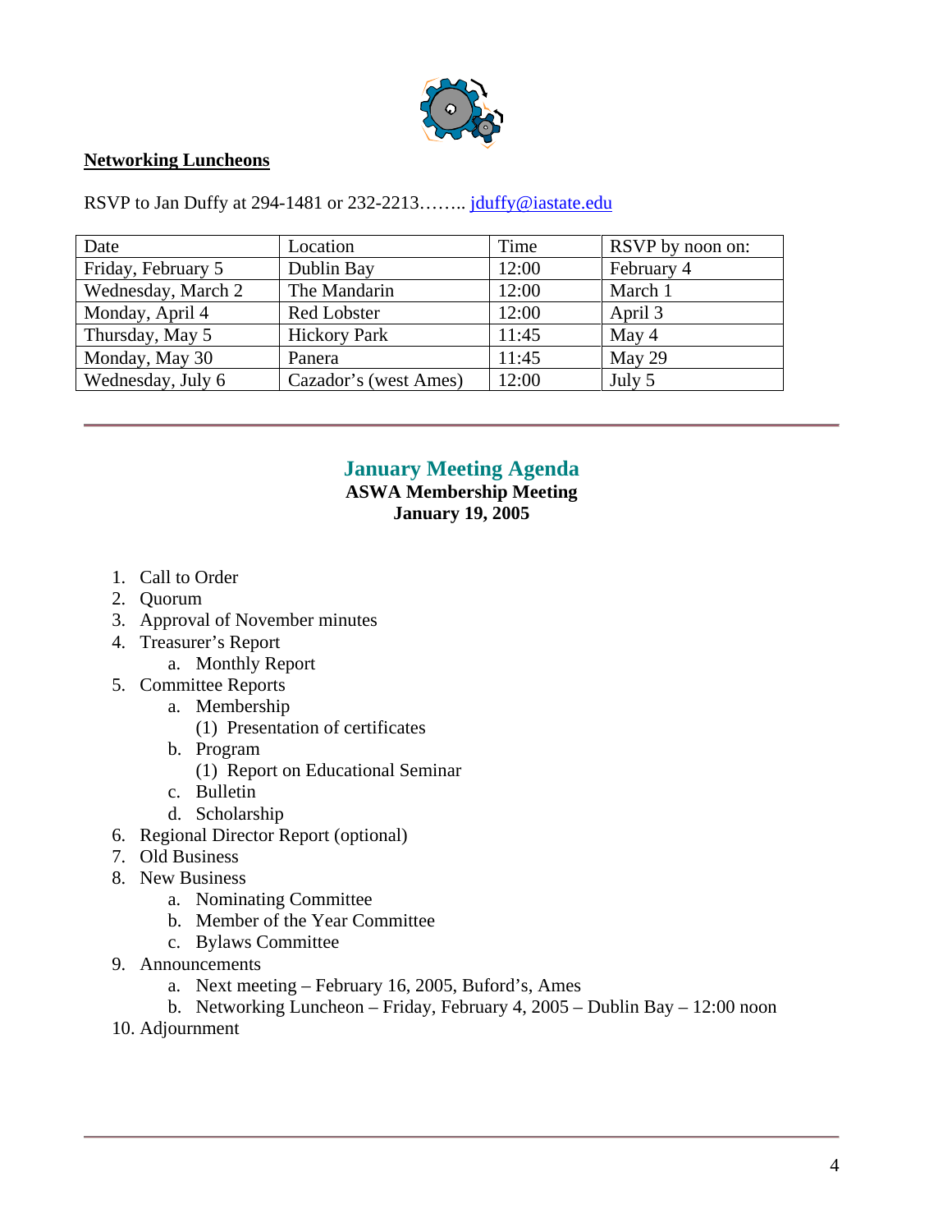## Networking Luncheons

RSVP to Jan Duffy at 294-1481 or 232-2213…….. jduffy@iastate.edu

| Date | Location | Time | RSVP by noon on: |
|---|---|---|---|
| Friday, February 5 | Dublin Bay | 12:00 | February 4 |
| Wednesday, March 2 | The Mandarin | 12:00 | March 1 |
| Monday, April 4 | Red Lobster | 12:00 | April 3 |
| Thursday, May 5 | Hickory Park | 11:45 | May 4 |
| Monday, May 30 | Panera | 11:45 | May 29 |
| Wednesday, July 6 | Cazador's (west Ames) | 12:00 | July 5 |

---

## January Meeting Agenda

**ASWA Membership Meeting**
**January 19, 2005**

1. Call to Order
2. Quorum
3. Approval of November minutes
4. Treasurer's Report
   a. Monthly Report
5. Committee Reports
   a. Membership
      (1) Presentation of certificates
   b. Program
      (1) Report on Educational Seminar
   c. Bulletin
   d. Scholarship
6. Regional Director Report (optional)
7. Old Business
8. New Business
   a. Nominating Committee
   b. Member of the Year Committee
   c. Bylaws Committee
9. Announcements
   a. Next meeting – February 16, 2005, Buford's, Ames
   b. Networking Luncheon – Friday, February 4, 2005 – Dublin Bay – 12:00 noon
10. Adjournment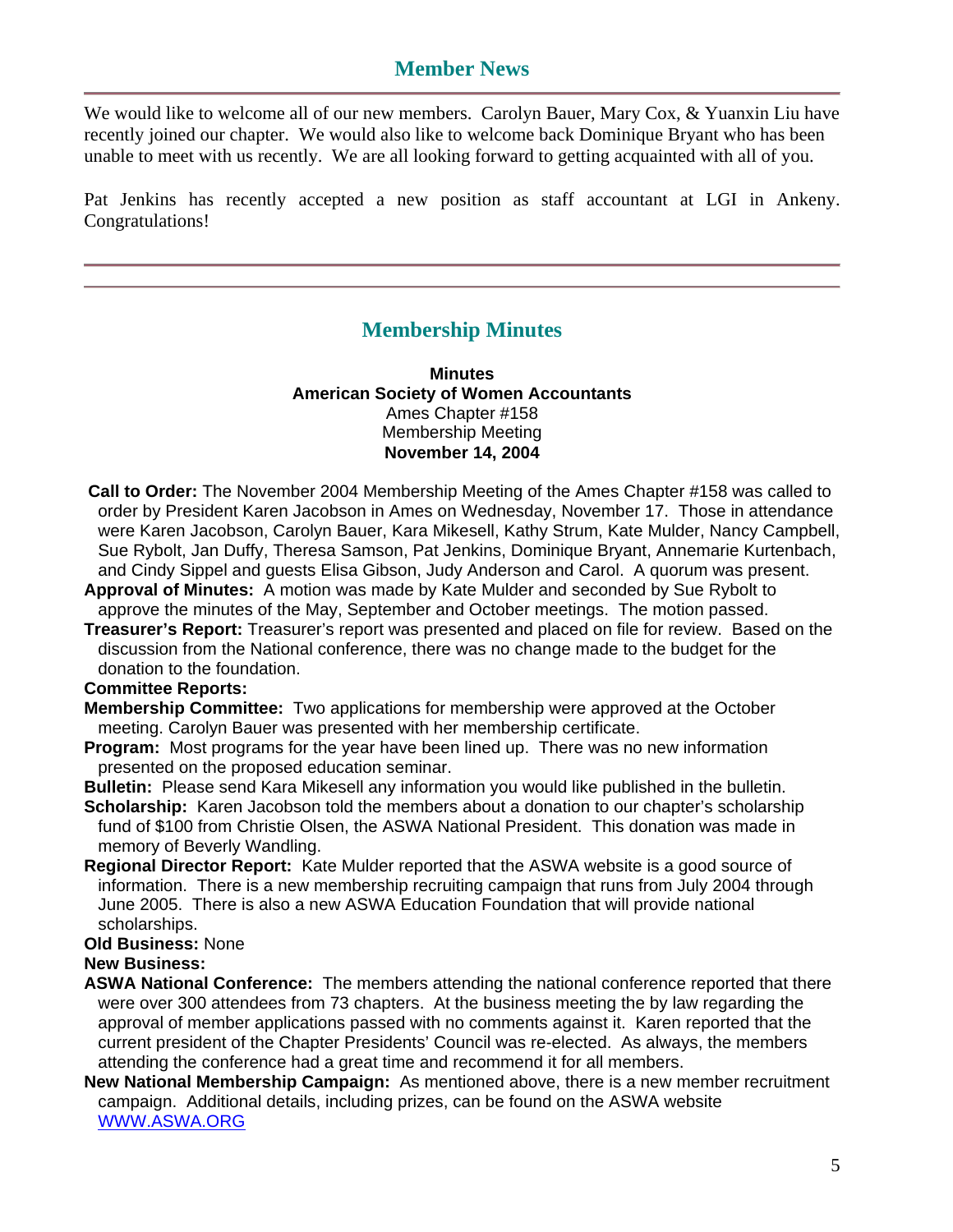## Member News

We would like to welcome all of our new members. Carolyn Bauer, Mary Cox, & Yuanxin Liu have recently joined our chapter. We would also like to welcome back Dominique Bryant who has been unable to meet with us recently. We are all looking forward to getting acquainted with all of you.

Pat Jenkins has recently accepted a new position as staff accountant at LGI in Ankeny. Congratulations!

---

## Membership Minutes

**Minutes**
**American Society of Women Accountants**
Ames Chapter #158
Membership Meeting
**November 14, 2004**

**Call to Order:** The November 2004 Membership Meeting of the Ames Chapter #158 was called to order by President Karen Jacobson in Ames on Wednesday, November 17. Those in attendance were Karen Jacobson, Carolyn Bauer, Kara Mikesell, Kathy Strum, Kate Mulder, Nancy Campbell, Sue Rybolt, Jan Duffy, Theresa Samson, Pat Jenkins, Dominique Bryant, Annemarie Kurtenbach, and Cindy Sippel and guests Elisa Gibson, Judy Anderson and Carol. A quorum was present.

**Approval of Minutes:** A motion was made by Kate Mulder and seconded by Sue Rybolt to approve the minutes of the May, September and October meetings. The motion passed.

**Treasurer's Report:** Treasurer's report was presented and placed on file for review. Based on the discussion from the National conference, there was no change made to the budget for the donation to the foundation.

**Committee Reports:**

**Membership Committee:** Two applications for membership were approved at the October meeting. Carolyn Bauer was presented with her membership certificate.

**Program:** Most programs for the year have been lined up. There was no new information presented on the proposed education seminar.

**Bulletin:** Please send Kara Mikesell any information you would like published in the bulletin.

**Scholarship:** Karen Jacobson told the members about a donation to our chapter's scholarship fund of $100 from Christie Olsen, the ASWA National President. This donation was made in memory of Beverly Wandling.

**Regional Director Report:** Kate Mulder reported that the ASWA website is a good source of information. There is a new membership recruiting campaign that runs from July 2004 through June 2005. There is also a new ASWA Education Foundation that will provide national scholarships.

**Old Business:** None

**New Business:**

**ASWA National Conference:** The members attending the national conference reported that there were over 300 attendees from 73 chapters. At the business meeting the by law regarding the approval of member applications passed with no comments against it. Karen reported that the current president of the Chapter Presidents' Council was re-elected. As always, the members attending the conference had a great time and recommend it for all members.

**New National Membership Campaign:** As mentioned above, there is a new member recruitment campaign. Additional details, including prizes, can be found on the ASWA website [WWW.ASWA.ORG](http://WWW.ASWA.ORG)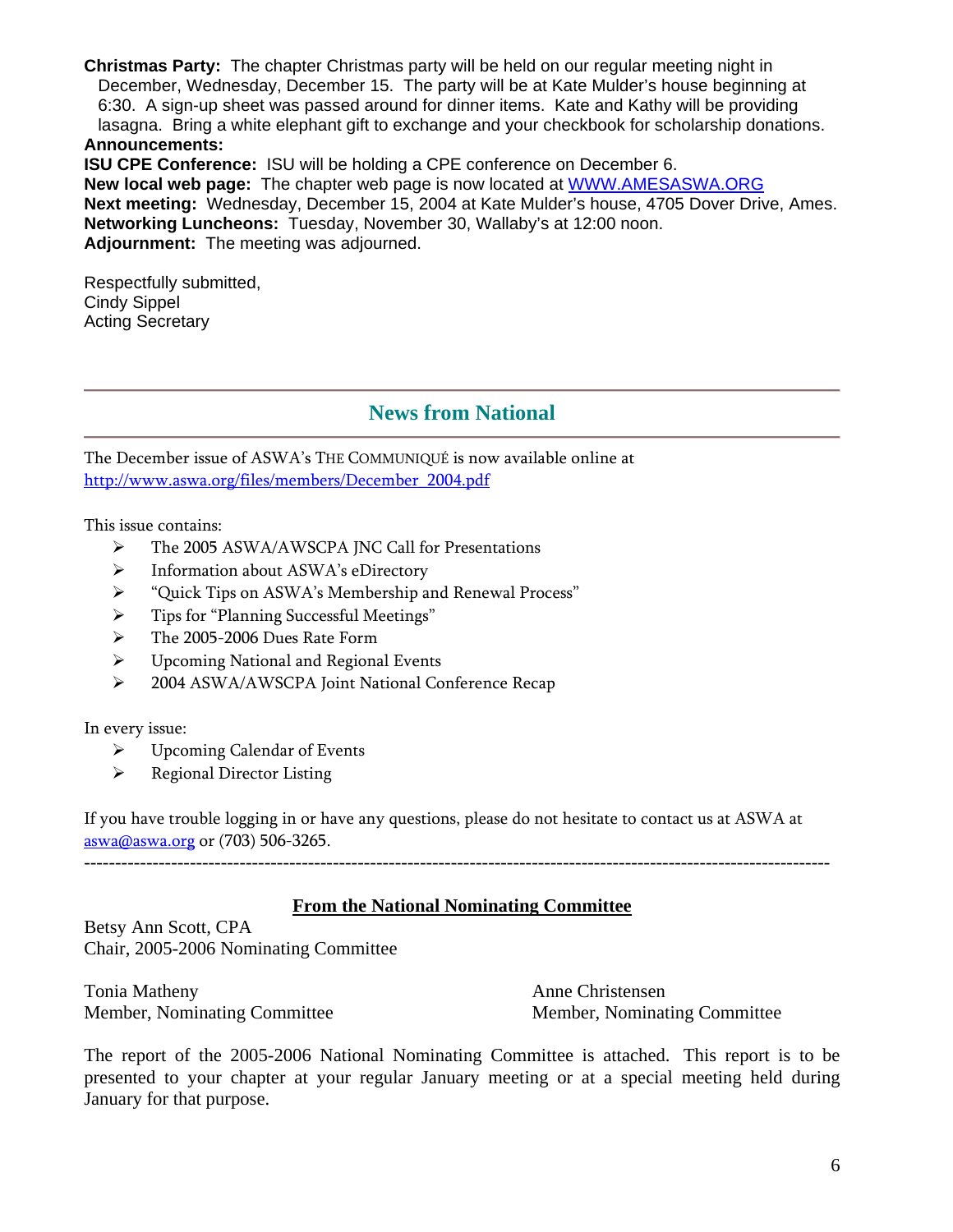**Christmas Party:** The chapter Christmas party will be held on our regular meeting night in December, Wednesday, December 15. The party will be at Kate Mulder's house beginning at 6:30. A sign-up sheet was passed around for dinner items. Kate and Kathy will be providing lasagna. Bring a white elephant gift to exchange and your checkbook for scholarship donations.

**Announcements:**

**ISU CPE Conference:** ISU will be holding a CPE conference on December 6.

**New local web page:** The chapter web page is now located at WWW.AMESASWA.ORG

**Next meeting:** Wednesday, December 15, 2004 at Kate Mulder's house, 4705 Dover Drive, Ames.

**Networking Luncheons:** Tuesday, November 30, Wallaby's at 12:00 noon.

**Adjournment:** The meeting was adjourned.

Respectfully submitted,
Cindy Sippel
Acting Secretary

---

## News from National

---

The December issue of ASWA's THE COMMUNIQUÉ is now available online at http://www.aswa.org/files/members/December_2004.pdf

This issue contains:

- The 2005 ASWA/AWSCPA JNC Call for Presentations
- Information about ASWA's eDirectory
- "Quick Tips on ASWA's Membership and Renewal Process"
- Tips for "Planning Successful Meetings"
- The 2005-2006 Dues Rate Form
- Upcoming National and Regional Events
- 2004 ASWA/AWSCPA Joint National Conference Recap

In every issue:

- Upcoming Calendar of Events
- Regional Director Listing

If you have trouble logging in or have any questions, please do not hesitate to contact us at ASWA at aswa@aswa.org or (703) 506-3265.

---

## From the National Nominating Committee

Betsy Ann Scott, CPA
Chair, 2005-2006 Nominating Committee

Tonia Matheny
Member, Nominating Committee

Anne Christensen
Member, Nominating Committee

The report of the 2005-2006 National Nominating Committee is attached. This report is to be presented to your chapter at your regular January meeting or at a special meeting held during January for that purpose.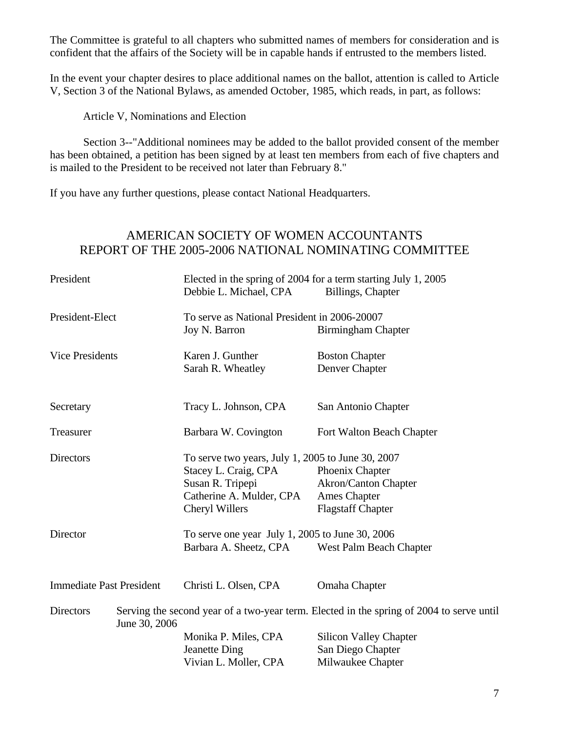The Committee is grateful to all chapters who submitted names of members for consideration and is confident that the affairs of the Society will be in capable hands if entrusted to the members listed.

In the event your chapter desires to place additional names on the ballot, attention is called to Article V, Section 3 of the National Bylaws, as amended October, 1985, which reads, in part, as follows:

Article V, Nominations and Election

Section 3--"Additional nominees may be added to the ballot provided consent of the member has been obtained, a petition has been signed by at least ten members from each of five chapters and is mailed to the President to be received not later than February 8."

If you have any further questions, please contact National Headquarters.

## AMERICAN SOCIETY OF WOMEN ACCOUNTANTS
## REPORT OF THE 2005-2006 NATIONAL NOMINATING COMMITTEE

| | | |
|---|---|---|
| President | Elected in the spring of 2004 for a term starting July 1, 2005 | |
| | Debbie L. Michael, CPA | Billings, Chapter |
| President-Elect | To serve as National President in 2006-20007 | |
| | Joy N. Barron | Birmingham Chapter |
| Vice Presidents | Karen J. Gunther | Boston Chapter |
| | Sarah R. Wheatley | Denver Chapter |
| Secretary | Tracy L. Johnson, CPA | San Antonio Chapter |
| Treasurer | Barbara W. Covington | Fort Walton Beach Chapter |
| Directors | To serve two years, July 1, 2005 to June 30, 2007 | |
| | Stacey L. Craig, CPA | Phoenix Chapter |
| | Susan R. Tripepi | Akron/Canton Chapter |
| | Catherine A. Mulder, CPA | Ames Chapter |
| | Cheryl Willers | Flagstaff Chapter |
| Director | To serve one year July 1, 2005 to June 30, 2006 | |
| | Barbara A. Sheetz, CPA | West Palm Beach Chapter |
| Immediate Past President | Christi L. Olsen, CPA | Omaha Chapter |
| Directors | Serving the second year of a two-year term. Elected in the spring of 2004 to serve until June 30, 2006 | |
| | Monika P. Miles, CPA | Silicon Valley Chapter |
| | Jeanette Ding | San Diego Chapter |
| | Vivian L. Moller, CPA | Milwaukee Chapter |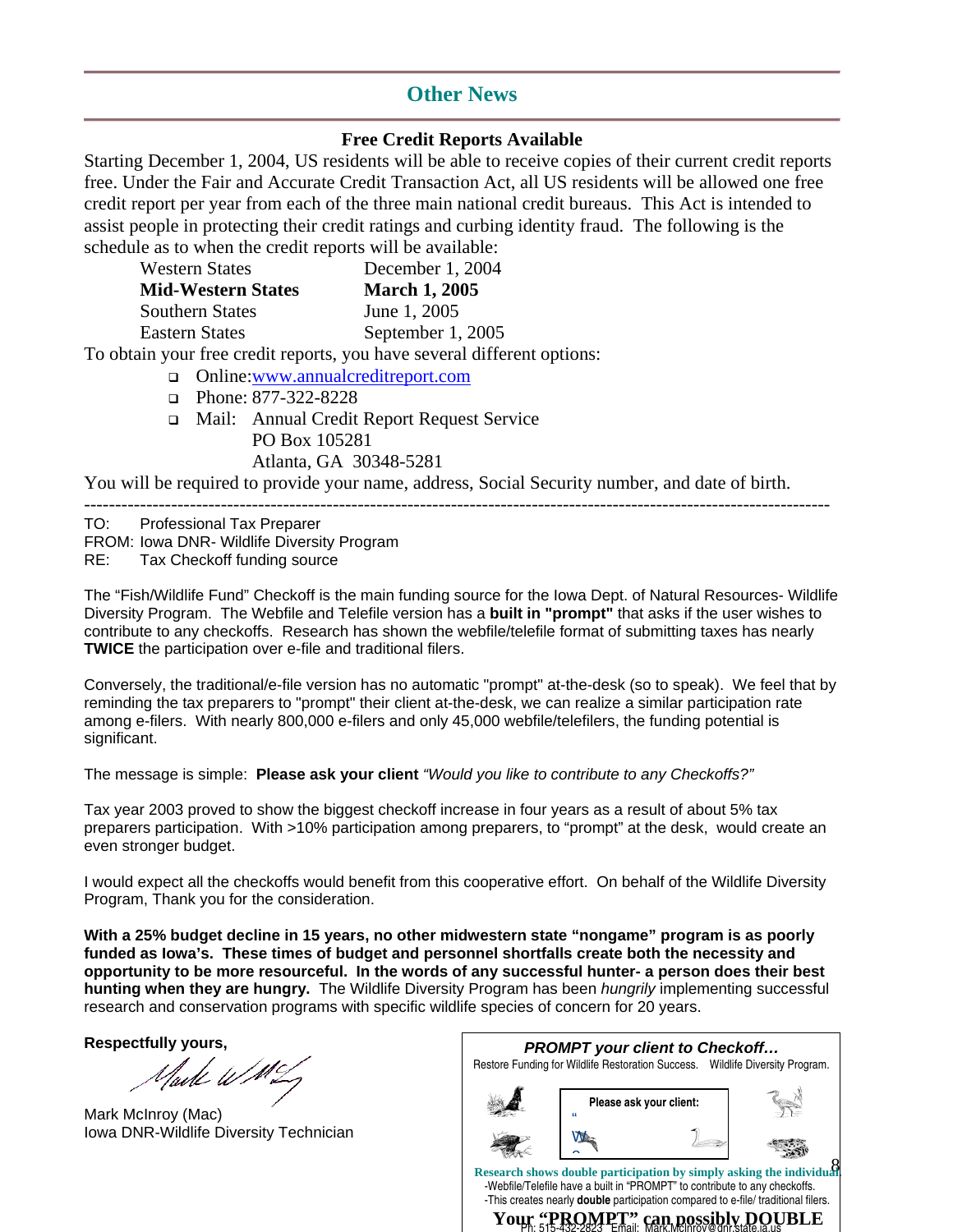## Other News

### Free Credit Reports Available

Starting December 1, 2004, US residents will be able to receive copies of their current credit reports free. Under the Fair and Accurate Credit Transaction Act, all US residents will be allowed one free credit report per year from each of the three main national credit bureaus. This Act is intended to assist people in protecting their credit ratings and curbing identity fraud. The following is the schedule as to when the credit reports will be available:

| | |
|---|---|
| Western States | December 1, 2004 |
| **Mid-Western States** | **March 1, 2005** |
| Southern States | June 1, 2005 |
| Eastern States | September 1, 2005 |

To obtain your free credit reports, you have several different options:

- Online: www.annualcreditreport.com
- Phone: 877-322-8228
- Mail: Annual Credit Report Request Service
  PO Box 105281
  Atlanta, GA 30348-5281

You will be required to provide your name, address, Social Security number, and date of birth.

---

TO: Professional Tax Preparer
FROM: Iowa DNR- Wildlife Diversity Program
RE: Tax Checkoff funding source

The "Fish/Wildlife Fund" Checkoff is the main funding source for the Iowa Dept. of Natural Resources- Wildlife Diversity Program. The Webfile and Telefile version has a **built in "prompt"** that asks if the user wishes to contribute to any checkoffs. Research has shown the webfile/telefile format of submitting taxes has nearly **TWICE** the participation over e-file and traditional filers.

Conversely, the traditional/e-file version has no automatic "prompt" at-the-desk (so to speak). We feel that by reminding the tax preparers to "prompt" their client at-the-desk, we can realize a similar participation rate among e-filers. With nearly 800,000 e-filers and only 45,000 webfile/telefilers, the funding potential is significant.

The message is simple: **Please ask your client** *"Would you like to contribute to any Checkoffs?"*

Tax year 2003 proved to show the biggest checkoff increase in four years as a result of about 5% tax preparers participation. With >10% participation among preparers, to "prompt" at the desk, would create an even stronger budget.

I would expect all the checkoffs would benefit from this cooperative effort. On behalf of the Wildlife Diversity Program, Thank you for the consideration.

**With a 25% budget decline in 15 years, no other midwestern state "nongame" program is as poorly funded as Iowa's. These times of budget and personnel shortfalls create both the necessity and opportunity to be more resourceful. In the words of any successful hunter- a person does their best hunting when they are hungry.** The Wildlife Diversity Program has been *hungrily* implementing successful research and conservation programs with specific wildlife species of concern for 20 years.

**Respectfully yours,**

Mark McInroy (Mac)
Iowa DNR-Wildlife Diversity Technician
Ph: 515-432-2823 Email: Mark.McInroy@dnr.state.ia.us

***PROMPT your client to Checkoff…***

Restore Funding for Wildlife Restoration Success. Wildlife Diversity Program.

**Please ask your client:**

**Research shows double participation by simply asking the individual.**

-Webfile/Telefile have a built in "PROMPT" to contribute to any checkoffs.
-This creates nearly **double** participation compared to e-file/ traditional filers.

**Your "PROMPT" can possibly DOUBLE**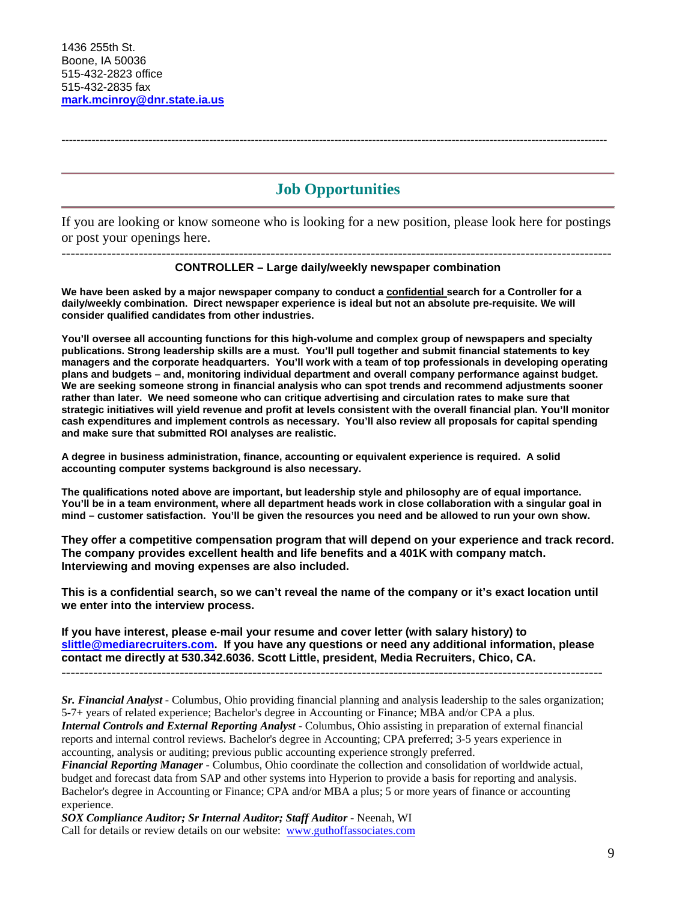1436 255th St.
Boone, IA 50036
515-432-2823 office
515-432-2835 fax
**mark.mcinroy@dnr.state.ia.us**

---

## Job Opportunities

If you are looking or know someone who is looking for a new position, please look here for postings or post your openings here.

---

**CONTROLLER – Large daily/weekly newspaper combination**

**We have been asked by a major newspaper company to conduct a confidential search for a Controller for a daily/weekly combination. Direct newspaper experience is ideal but not an absolute pre-requisite. We will consider qualified candidates from other industries.**

**You'll oversee all accounting functions for this high-volume and complex group of newspapers and specialty publications. Strong leadership skills are a must. You'll pull together and submit financial statements to key managers and the corporate headquarters. You'll work with a team of top professionals in developing operating plans and budgets – and, monitoring individual department and overall company performance against budget. We are seeking someone strong in financial analysis who can spot trends and recommend adjustments sooner rather than later. We need someone who can critique advertising and circulation rates to make sure that strategic initiatives will yield revenue and profit at levels consistent with the overall financial plan. You'll monitor cash expenditures and implement controls as necessary. You'll also review all proposals for capital spending and make sure that submitted ROI analyses are realistic.**

**A degree in business administration, finance, accounting or equivalent experience is required. A solid accounting computer systems background is also necessary.**

**The qualifications noted above are important, but leadership style and philosophy are of equal importance. You'll be in a team environment, where all department heads work in close collaboration with a singular goal in mind – customer satisfaction. You'll be given the resources you need and be allowed to run your own show.**

**They offer a competitive compensation program that will depend on your experience and track record. The company provides excellent health and life benefits and a 401K with company match. Interviewing and moving expenses are also included.**

**This is a confidential search, so we can't reveal the name of the company or it's exact location until we enter into the interview process.**

**If you have interest, please e-mail your resume and cover letter (with salary history) to slittle@mediarecruiters.com. If you have any questions or need any additional information, please contact me directly at 530.342.6036. Scott Little, president, Media Recruiters, Chico, CA.**

---

***Sr. Financial Analyst*** - Columbus, Ohio providing financial planning and analysis leadership to the sales organization; 5-7+ years of related experience; Bachelor's degree in Accounting or Finance; MBA and/or CPA a plus.
***Internal Controls and External Reporting Analyst*** - Columbus, Ohio assisting in preparation of external financial reports and internal control reviews. Bachelor's degree in Accounting; CPA preferred; 3-5 years experience in accounting, analysis or auditing; previous public accounting experience strongly preferred.
***Financial Reporting Manager*** - Columbus, Ohio coordinate the collection and consolidation of worldwide actual, budget and forecast data from SAP and other systems into Hyperion to provide a basis for reporting and analysis. Bachelor's degree in Accounting or Finance; CPA and/or MBA a plus; 5 or more years of finance or accounting experience.
***SOX Compliance Auditor; Sr Internal Auditor; Staff Auditor*** - Neenah, WI
Call for details or review details on our website: www.guthoffassociates.com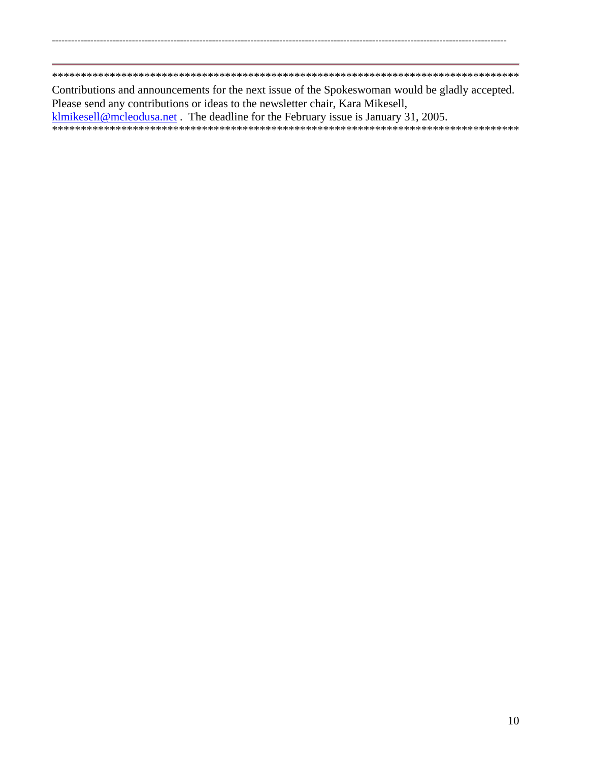---

***********************************************************************************

Contributions and announcements for the next issue of the Spokeswoman would be gladly accepted. Please send any contributions or ideas to the newsletter chair, Kara Mikesell, klmikesell@mcleodusa.net . The deadline for the February issue is January 31, 2005.

***********************************************************************************